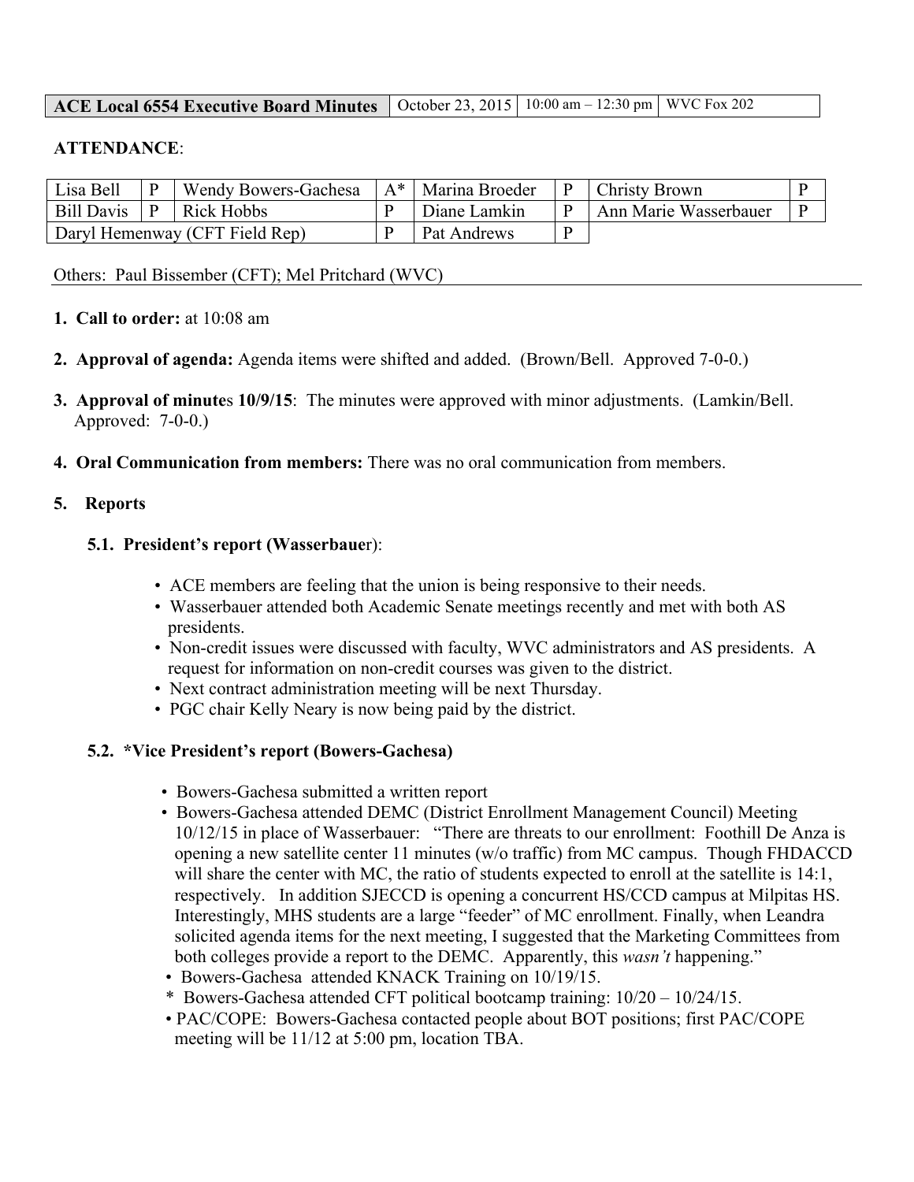| **ACE Local 6554 Executive Board Minutes** | October 23, 2015 | 10:00 am – 12:30 pm | WVC Fox 202 |
|---|---|---|---|

**ATTENDANCE**:

| Lisa Bell | P | Wendy Bowers-Gachesa | A* | Marina Broeder | P | Christy Brown | P |
|---|---|---|---|---|---|---|---|
| Bill Davis | P | Rick Hobbs | P | Diane Lamkin | P | Ann Marie Wasserbauer | P |
| Daryl Hemenway (CFT Field Rep) | | | P | Pat Andrews | P | | |

Others: Paul Bissember (CFT); Mel Pritchard (WVC)

1. **Call to order:** at 10:08 am

2. **Approval of agenda:** Agenda items were shifted and added. (Brown/Bell. Approved 7-0-0.)

3. **Approval of minutes 10/9/15**: The minutes were approved with minor adjustments. (Lamkin/Bell. Approved: 7-0-0.)

4. **Oral Communication from members:** There was no oral communication from members.

5. **Reports**

**5.1. President's report (Wasserbauer)**:

- ACE members are feeling that the union is being responsive to their needs.
- Wasserbauer attended both Academic Senate meetings recently and met with both AS presidents.
- Non-credit issues were discussed with faculty, WVC administrators and AS presidents. A request for information on non-credit courses was given to the district.
- Next contract administration meeting will be next Thursday.
- PGC chair Kelly Neary is now being paid by the district.

**5.2. *Vice President's report (Bowers-Gachesa)**

- Bowers-Gachesa submitted a written report
- Bowers-Gachesa attended DEMC (District Enrollment Management Council) Meeting 10/12/15 in place of Wasserbauer: "There are threats to our enrollment: Foothill De Anza is opening a new satellite center 11 minutes (w/o traffic) from MC campus. Though FHDACCD will share the center with MC, the ratio of students expected to enroll at the satellite is 14:1, respectively. In addition SJECCD is opening a concurrent HS/CCD campus at Milpitas HS. Interestingly, MHS students are a large "feeder" of MC enrollment. Finally, when Leandra solicited agenda items for the next meeting, I suggested that the Marketing Committees from both colleges provide a report to the DEMC. Apparently, this *wasn't* happening."
- Bowers-Gachesa attended KNACK Training on 10/19/15.
- \* Bowers-Gachesa attended CFT political bootcamp training: 10/20 – 10/24/15.
- PAC/COPE: Bowers-Gachesa contacted people about BOT positions; first PAC/COPE meeting will be 11/12 at 5:00 pm, location TBA.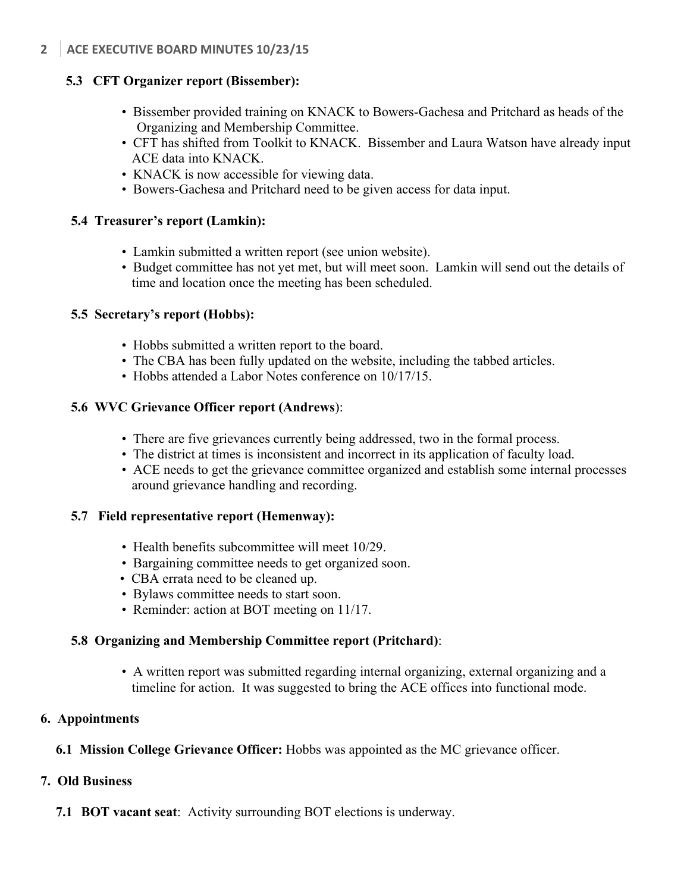### 5.3 CFT Organizer report (Bissember):

- Bissember provided training on KNACK to Bowers-Gachesa and Pritchard as heads of the Organizing and Membership Committee.
- CFT has shifted from Toolkit to KNACK. Bissember and Laura Watson have already input ACE data into KNACK.
- KNACK is now accessible for viewing data.
- Bowers-Gachesa and Pritchard need to be given access for data input.

### 5.4 Treasurer's report (Lamkin):

- Lamkin submitted a written report (see union website).
- Budget committee has not yet met, but will meet soon. Lamkin will send out the details of time and location once the meeting has been scheduled.

### 5.5 Secretary's report (Hobbs):

- Hobbs submitted a written report to the board.
- The CBA has been fully updated on the website, including the tabbed articles.
- Hobbs attended a Labor Notes conference on 10/17/15.

### 5.6 WVC Grievance Officer report (Andrews):

- There are five grievances currently being addressed, two in the formal process.
- The district at times is inconsistent and incorrect in its application of faculty load.
- ACE needs to get the grievance committee organized and establish some internal processes around grievance handling and recording.

### 5.7 Field representative report (Hemenway):

- Health benefits subcommittee will meet 10/29.
- Bargaining committee needs to get organized soon.
- CBA errata need to be cleaned up.
- Bylaws committee needs to start soon.
- Reminder: action at BOT meeting on 11/17.

### 5.8 Organizing and Membership Committee report (Pritchard):

- A written report was submitted regarding internal organizing, external organizing and a timeline for action. It was suggested to bring the ACE offices into functional mode.

## 6. Appointments

**6.1 Mission College Grievance Officer:** Hobbs was appointed as the MC grievance officer.

## 7. Old Business

**7.1 BOT vacant seat**: Activity surrounding BOT elections is underway.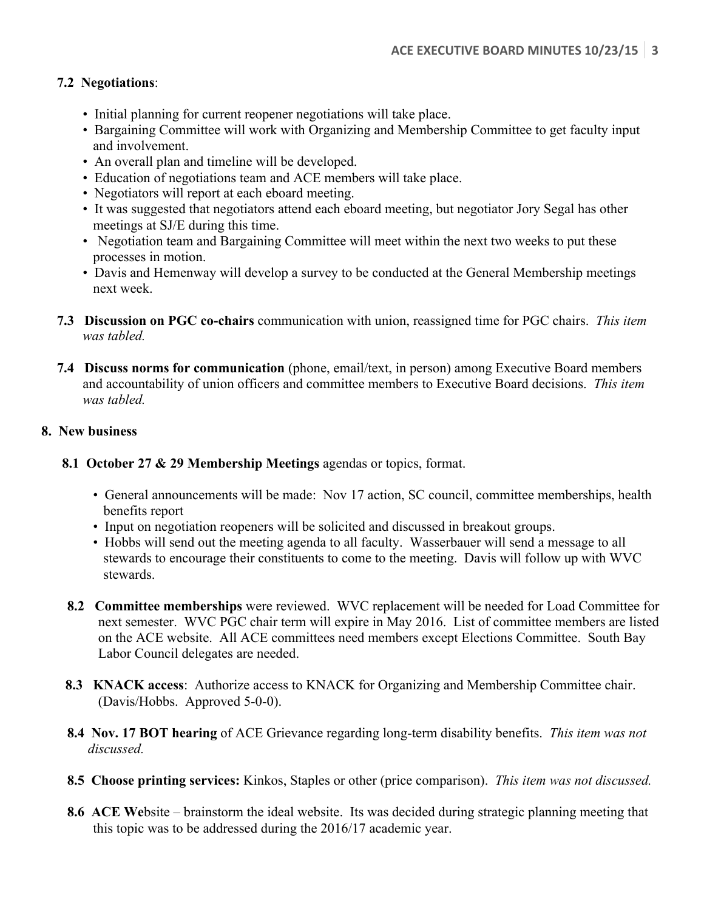**7.2 Negotiations**:

- Initial planning for current reopener negotiations will take place.
- Bargaining Committee will work with Organizing and Membership Committee to get faculty input and involvement.
- An overall plan and timeline will be developed.
- Education of negotiations team and ACE members will take place.
- Negotiators will report at each eboard meeting.
- It was suggested that negotiators attend each eboard meeting, but negotiator Jory Segal has other meetings at SJ/E during this time.
- Negotiation team and Bargaining Committee will meet within the next two weeks to put these processes in motion.
- Davis and Hemenway will develop a survey to be conducted at the General Membership meetings next week.

**7.3 Discussion on PGC co-chairs** communication with union, reassigned time for PGC chairs. *This item was tabled.*

**7.4 Discuss norms for communication** (phone, email/text, in person) among Executive Board members and accountability of union officers and committee members to Executive Board decisions. *This item was tabled.*

## 8. New business

**8.1 October 27 & 29 Membership Meetings** agendas or topics, format.

- General announcements will be made: Nov 17 action, SC council, committee memberships, health benefits report
- Input on negotiation reopeners will be solicited and discussed in breakout groups.
- Hobbs will send out the meeting agenda to all faculty. Wasserbauer will send a message to all stewards to encourage their constituents to come to the meeting. Davis will follow up with WVC stewards.

**8.2 Committee memberships** were reviewed. WVC replacement will be needed for Load Committee for next semester. WVC PGC chair term will expire in May 2016. List of committee members are listed on the ACE website. All ACE committees need members except Elections Committee. South Bay Labor Council delegates are needed.

**8.3 KNACK access**: Authorize access to KNACK for Organizing and Membership Committee chair. (Davis/Hobbs. Approved 5-0-0).

**8.4 Nov. 17 BOT hearing** of ACE Grievance regarding long-term disability benefits. *This item was not discussed.*

**8.5 Choose printing services:** Kinkos, Staples or other (price comparison). *This item was not discussed.*

**8.6 ACE We**bsite – brainstorm the ideal website. Its was decided during strategic planning meeting that this topic was to be addressed during the 2016/17 academic year.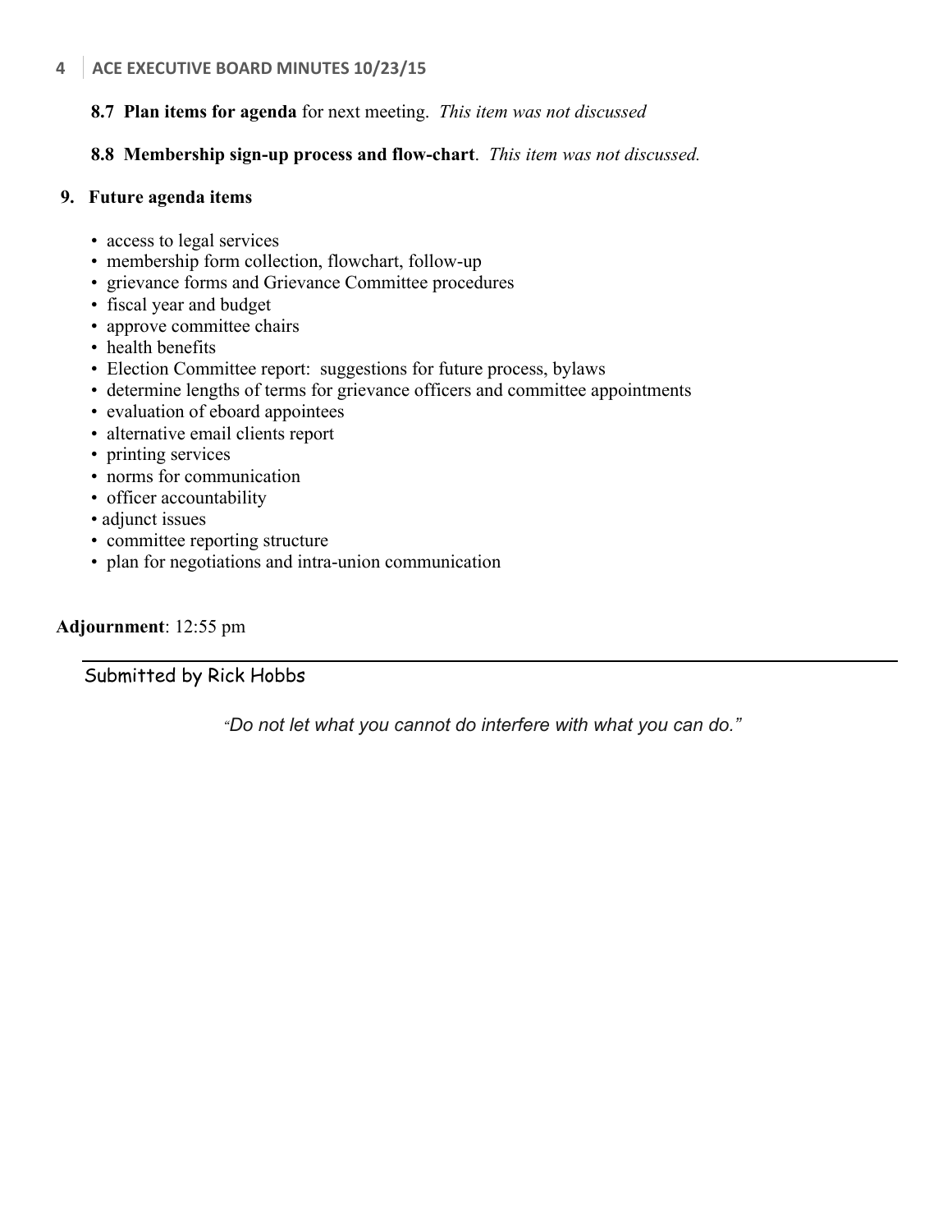**8.7 Plan items for agenda** for next meeting. *This item was not discussed*

**8.8 Membership sign-up process and flow-chart**. *This item was not discussed.*

**9. Future agenda items**

- access to legal services
- membership form collection, flowchart, follow-up
- grievance forms and Grievance Committee procedures
- fiscal year and budget
- approve committee chairs
- health benefits
- Election Committee report: suggestions for future process, bylaws
- determine lengths of terms for grievance officers and committee appointments
- evaluation of eboard appointees
- alternative email clients report
- printing services
- norms for communication
- officer accountability
- adjunct issues
- committee reporting structure
- plan for negotiations and intra-union communication

**Adjournment**: 12:55 pm

---

Submitted by Rick Hobbs

*"Do not let what you cannot do interfere with what you can do."*